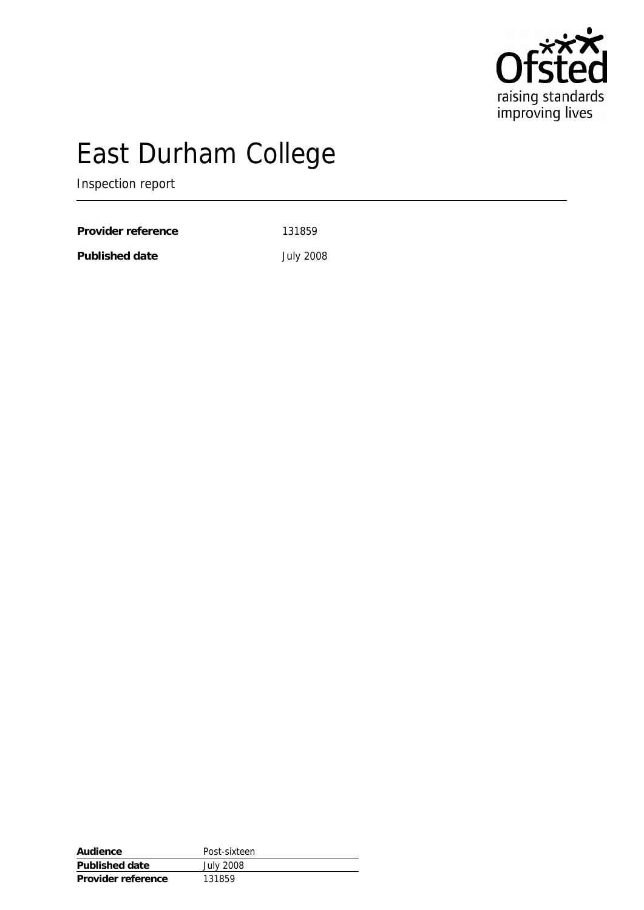Ofsted

raising standards improving lives

# East Durham College

Inspection report

**Provider reference** 131859

**Published date** July 2008

| | |
|---|---|
| **Audience** | Post-sixteen |
| **Published date** | July 2008 |
| **Provider reference** | 131859 |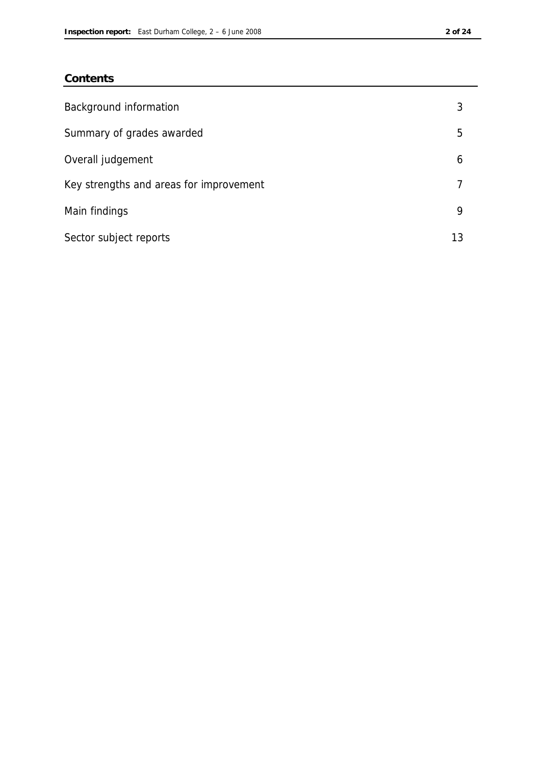## Contents

| | |
|---|---|
| Background information | 3 |
| Summary of grades awarded | 5 |
| Overall judgement | 6 |
| Key strengths and areas for improvement | 7 |
| Main findings | 9 |
| Sector subject reports | 13 |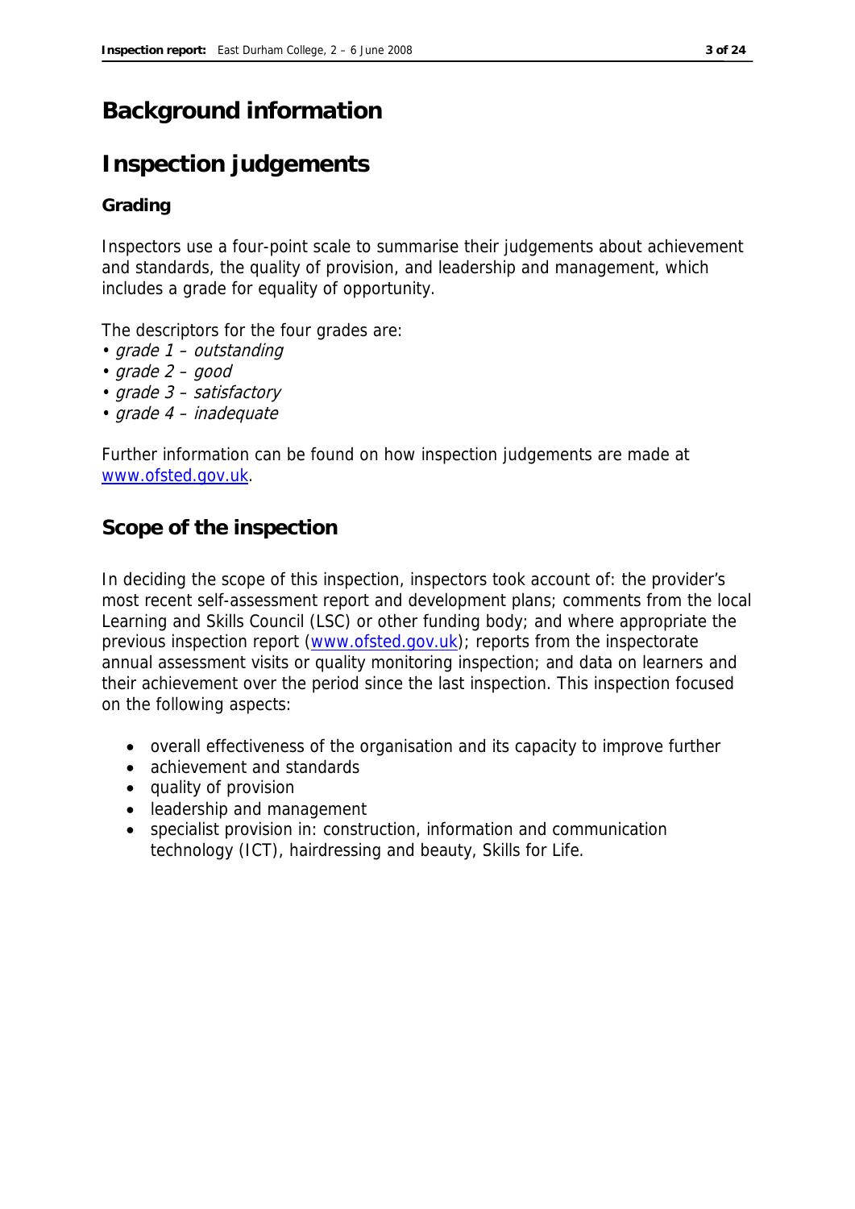# Background information

# Inspection judgements

### Grading

Inspectors use a four-point scale to summarise their judgements about achievement and standards, the quality of provision, and leadership and management, which includes a grade for equality of opportunity.

The descriptors for the four grades are:

- *grade 1 – outstanding*
- *grade 2 – good*
- *grade 3 – satisfactory*
- *grade 4 – inadequate*

Further information can be found on how inspection judgements are made at [www.ofsted.gov.uk](http://www.ofsted.gov.uk).

## Scope of the inspection

In deciding the scope of this inspection, inspectors took account of: the provider's most recent self-assessment report and development plans; comments from the local Learning and Skills Council (LSC) or other funding body; and where appropriate the previous inspection report ([www.ofsted.gov.uk](http://www.ofsted.gov.uk)); reports from the inspectorate annual assessment visits or quality monitoring inspection; and data on learners and their achievement over the period since the last inspection. This inspection focused on the following aspects:

- overall effectiveness of the organisation and its capacity to improve further
- achievement and standards
- quality of provision
- leadership and management
- specialist provision in: construction, information and communication technology (ICT), hairdressing and beauty, Skills for Life.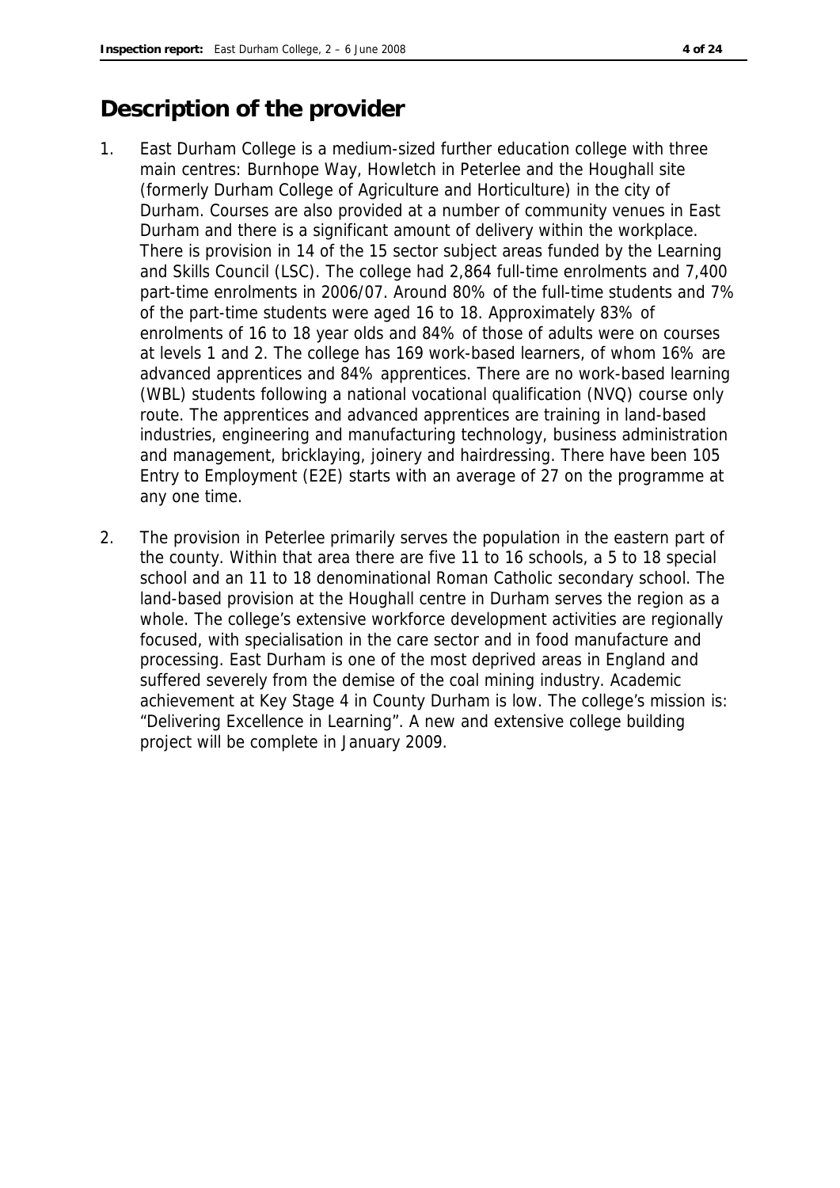# Description of the provider

1. East Durham College is a medium-sized further education college with three main centres: Burnhope Way, Howletch in Peterlee and the Houghall site (formerly Durham College of Agriculture and Horticulture) in the city of Durham. Courses are also provided at a number of community venues in East Durham and there is a significant amount of delivery within the workplace. There is provision in 14 of the 15 sector subject areas funded by the Learning and Skills Council (LSC). The college had 2,864 full-time enrolments and 7,400 part-time enrolments in 2006/07. Around 80% of the full-time students and 7% of the part-time students were aged 16 to 18. Approximately 83% of enrolments of 16 to 18 year olds and 84% of those of adults were on courses at levels 1 and 2. The college has 169 work-based learners, of whom 16% are advanced apprentices and 84% apprentices. There are no work-based learning (WBL) students following a national vocational qualification (NVQ) course only route. The apprentices and advanced apprentices are training in land-based industries, engineering and manufacturing technology, business administration and management, bricklaying, joinery and hairdressing. There have been 105 Entry to Employment (E2E) starts with an average of 27 on the programme at any one time.

2. The provision in Peterlee primarily serves the population in the eastern part of the county. Within that area there are five 11 to 16 schools, a 5 to 18 special school and an 11 to 18 denominational Roman Catholic secondary school. The land-based provision at the Houghall centre in Durham serves the region as a whole. The college's extensive workforce development activities are regionally focused, with specialisation in the care sector and in food manufacture and processing. East Durham is one of the most deprived areas in England and suffered severely from the demise of the coal mining industry. Academic achievement at Key Stage 4 in County Durham is low. The college's mission is: "Delivering Excellence in Learning". A new and extensive college building project will be complete in January 2009.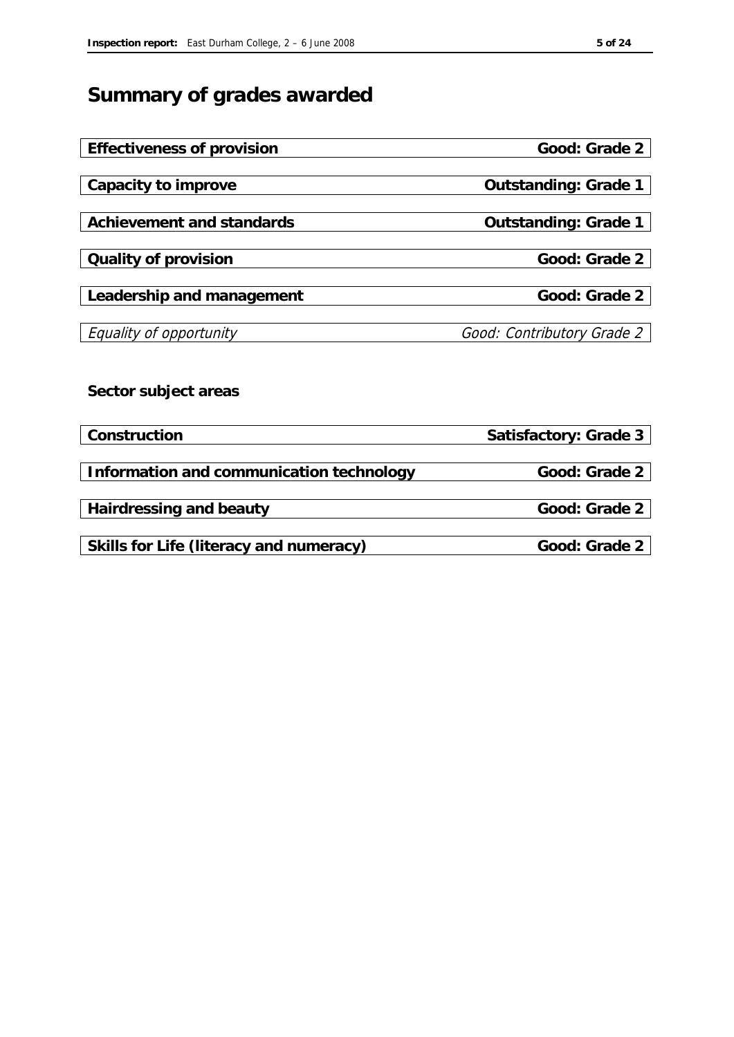# Summary of grades awarded

| | |
|---|---|
| **Effectiveness of provision** | **Good: Grade 2** |
| **Capacity to improve** | **Outstanding: Grade 1** |
| **Achievement and standards** | **Outstanding: Grade 1** |
| **Quality of provision** | **Good: Grade 2** |
| **Leadership and management** | **Good: Grade 2** |
| *Equality of opportunity* | *Good: Contributory Grade 2* |

**Sector subject areas**

| | |
|---|---|
| **Construction** | **Satisfactory: Grade 3** |
| **Information and communication technology** | **Good: Grade 2** |
| **Hairdressing and beauty** | **Good: Grade 2** |
| **Skills for Life (literacy and numeracy)** | **Good: Grade 2** |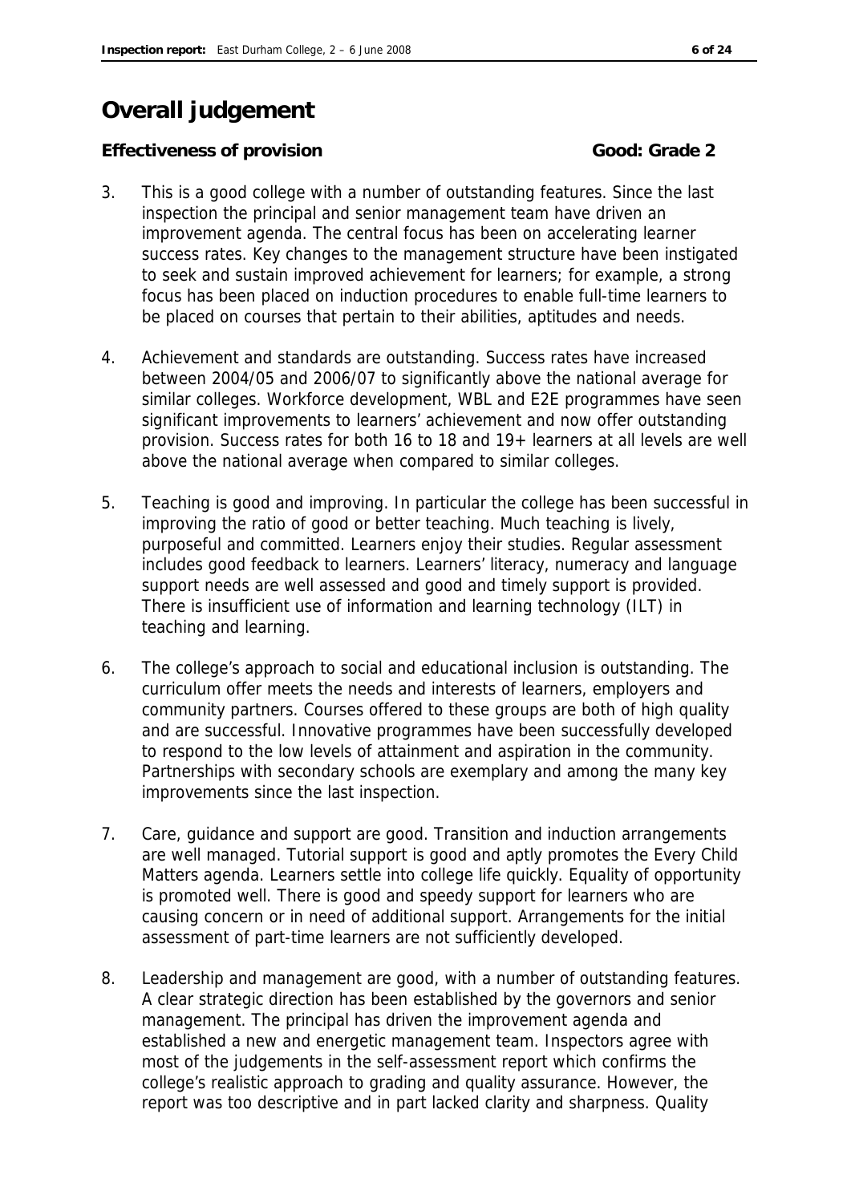# Overall judgement

**Effectiveness of provision** **Good: Grade 2**

3. This is a good college with a number of outstanding features. Since the last inspection the principal and senior management team have driven an improvement agenda. The central focus has been on accelerating learner success rates. Key changes to the management structure have been instigated to seek and sustain improved achievement for learners; for example, a strong focus has been placed on induction procedures to enable full-time learners to be placed on courses that pertain to their abilities, aptitudes and needs.

4. Achievement and standards are outstanding. Success rates have increased between 2004/05 and 2006/07 to significantly above the national average for similar colleges. Workforce development, WBL and E2E programmes have seen significant improvements to learners' achievement and now offer outstanding provision. Success rates for both 16 to 18 and 19+ learners at all levels are well above the national average when compared to similar colleges.

5. Teaching is good and improving. In particular the college has been successful in improving the ratio of good or better teaching. Much teaching is lively, purposeful and committed. Learners enjoy their studies. Regular assessment includes good feedback to learners. Learners' literacy, numeracy and language support needs are well assessed and good and timely support is provided. There is insufficient use of information and learning technology (ILT) in teaching and learning.

6. The college's approach to social and educational inclusion is outstanding. The curriculum offer meets the needs and interests of learners, employers and community partners. Courses offered to these groups are both of high quality and are successful. Innovative programmes have been successfully developed to respond to the low levels of attainment and aspiration in the community. Partnerships with secondary schools are exemplary and among the many key improvements since the last inspection.

7. Care, guidance and support are good. Transition and induction arrangements are well managed. Tutorial support is good and aptly promotes the Every Child Matters agenda. Learners settle into college life quickly. Equality of opportunity is promoted well. There is good and speedy support for learners who are causing concern or in need of additional support. Arrangements for the initial assessment of part-time learners are not sufficiently developed.

8. Leadership and management are good, with a number of outstanding features. A clear strategic direction has been established by the governors and senior management. The principal has driven the improvement agenda and established a new and energetic management team. Inspectors agree with most of the judgements in the self-assessment report which confirms the college's realistic approach to grading and quality assurance. However, the report was too descriptive and in part lacked clarity and sharpness. Quality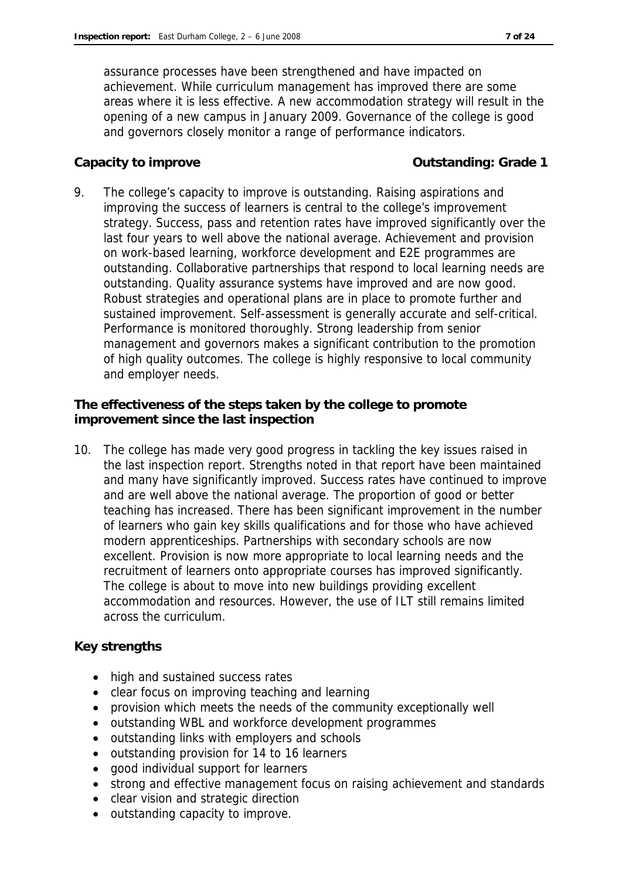assurance processes have been strengthened and have impacted on achievement. While curriculum management has improved there are some areas where it is less effective. A new accommodation strategy will result in the opening of a new campus in January 2009. Governance of the college is good and governors closely monitor a range of performance indicators.

**Capacity to improve** **Outstanding: Grade 1**

9. The college's capacity to improve is outstanding. Raising aspirations and improving the success of learners is central to the college's improvement strategy. Success, pass and retention rates have improved significantly over the last four years to well above the national average. Achievement and provision on work-based learning, workforce development and E2E programmes are outstanding. Collaborative partnerships that respond to local learning needs are outstanding. Quality assurance systems have improved and are now good. Robust strategies and operational plans are in place to promote further and sustained improvement. Self-assessment is generally accurate and self-critical. Performance is monitored thoroughly. Strong leadership from senior management and governors makes a significant contribution to the promotion of high quality outcomes. The college is highly responsive to local community and employer needs.

**The effectiveness of the steps taken by the college to promote improvement since the last inspection**

10. The college has made very good progress in tackling the key issues raised in the last inspection report. Strengths noted in that report have been maintained and many have significantly improved. Success rates have continued to improve and are well above the national average. The proportion of good or better teaching has increased. There has been significant improvement in the number of learners who gain key skills qualifications and for those who have achieved modern apprenticeships. Partnerships with secondary schools are now excellent. Provision is now more appropriate to local learning needs and the recruitment of learners onto appropriate courses has improved significantly. The college is about to move into new buildings providing excellent accommodation and resources. However, the use of ILT still remains limited across the curriculum.

**Key strengths**

- high and sustained success rates
- clear focus on improving teaching and learning
- provision which meets the needs of the community exceptionally well
- outstanding WBL and workforce development programmes
- outstanding links with employers and schools
- outstanding provision for 14 to 16 learners
- good individual support for learners
- strong and effective management focus on raising achievement and standards
- clear vision and strategic direction
- outstanding capacity to improve.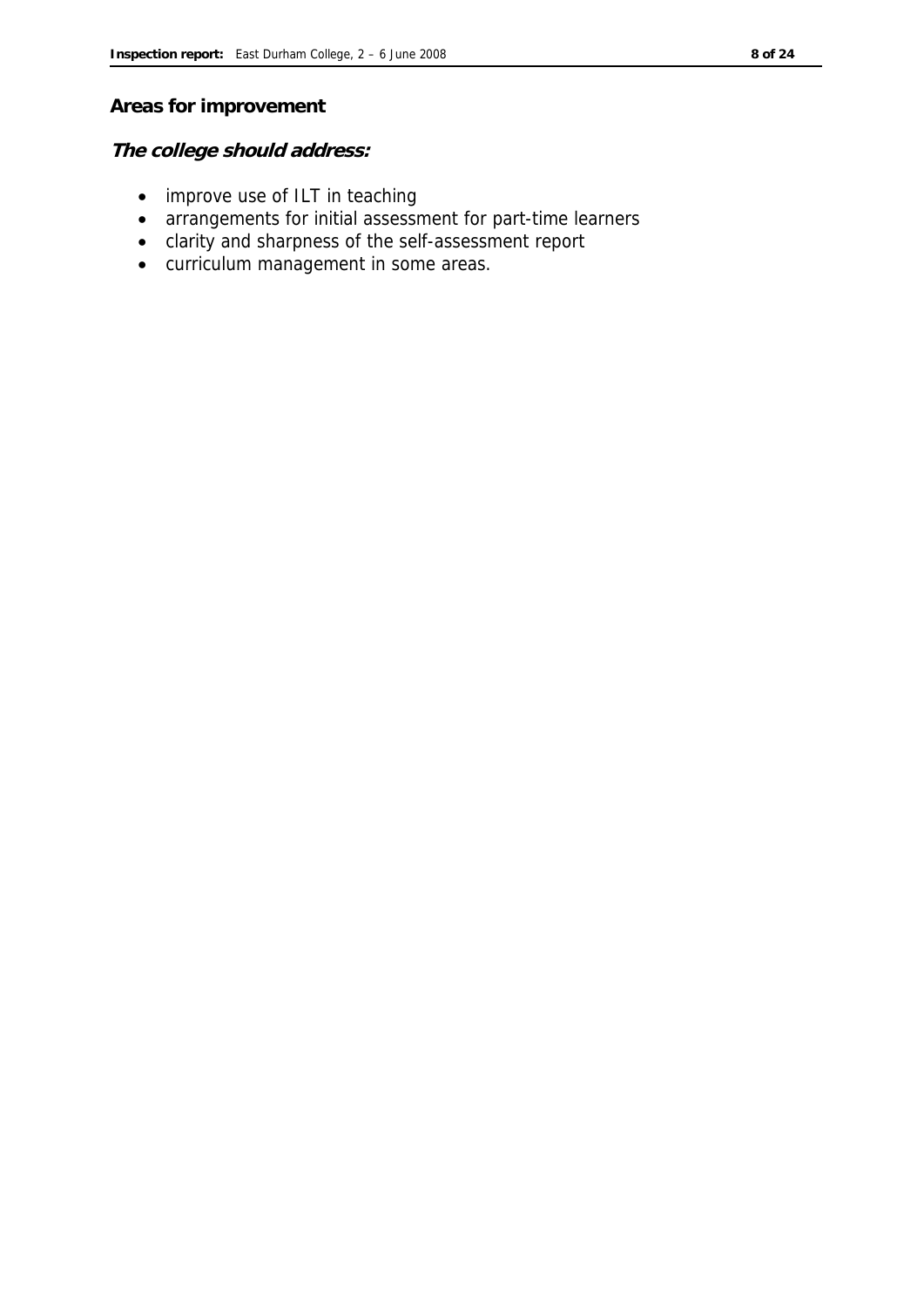## Areas for improvement

***The college should address:***

- improve use of ILT in teaching
- arrangements for initial assessment for part-time learners
- clarity and sharpness of the self-assessment report
- curriculum management in some areas.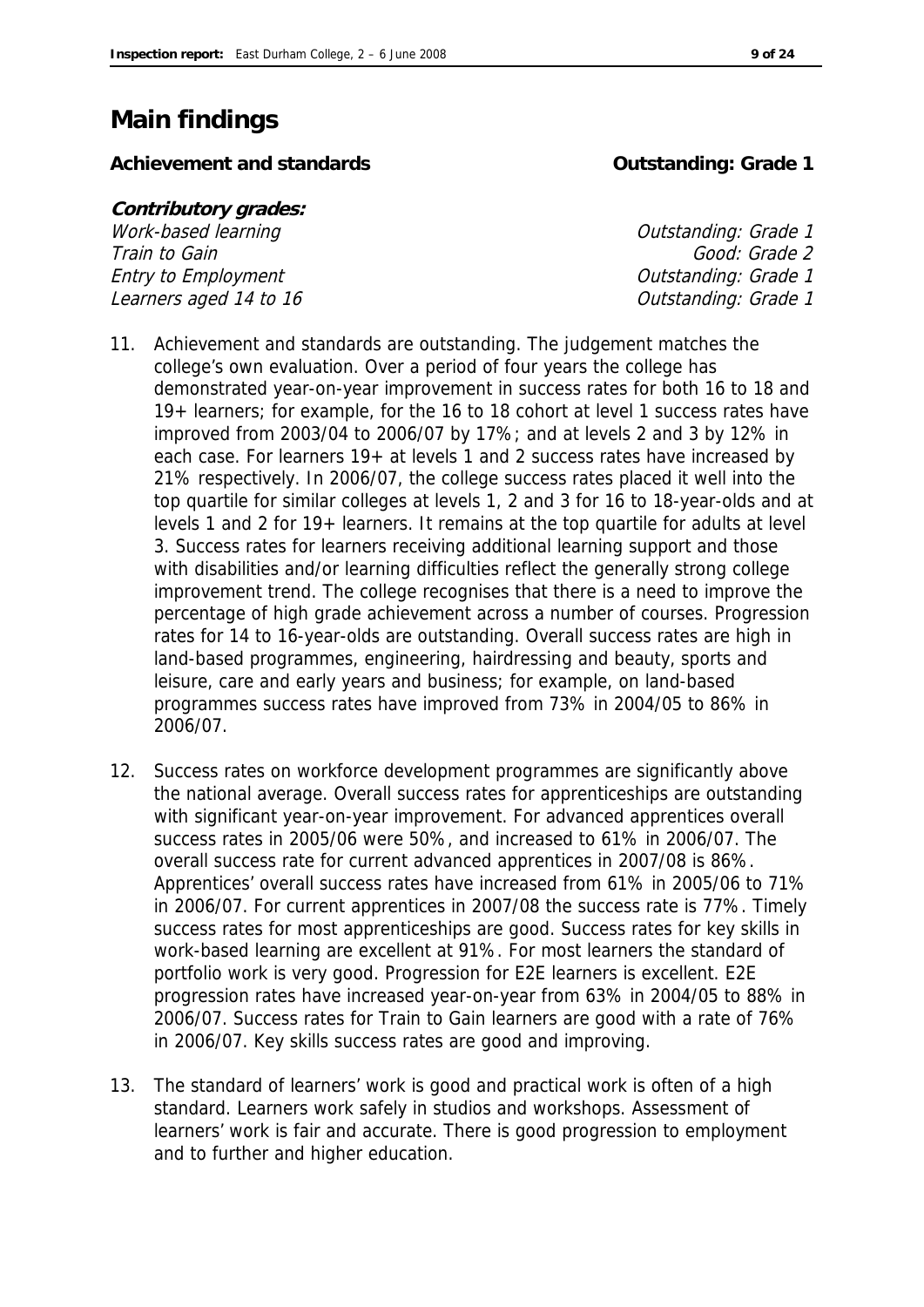# Main findings

**Achievement and standards** **Outstanding: Grade 1**

***Contributory grades:***

| | |
|---|---|
| *Work-based learning* | *Outstanding: Grade 1* |
| *Train to Gain* | *Good: Grade 2* |
| *Entry to Employment* | *Outstanding: Grade 1* |
| *Learners aged 14 to 16* | *Outstanding: Grade 1* |

11. Achievement and standards are outstanding. The judgement matches the college's own evaluation. Over a period of four years the college has demonstrated year-on-year improvement in success rates for both 16 to 18 and 19+ learners; for example, for the 16 to 18 cohort at level 1 success rates have improved from 2003/04 to 2006/07 by 17%; and at levels 2 and 3 by 12% in each case. For learners 19+ at levels 1 and 2 success rates have increased by 21% respectively. In 2006/07, the college success rates placed it well into the top quartile for similar colleges at levels 1, 2 and 3 for 16 to 18-year-olds and at levels 1 and 2 for 19+ learners. It remains at the top quartile for adults at level 3. Success rates for learners receiving additional learning support and those with disabilities and/or learning difficulties reflect the generally strong college improvement trend. The college recognises that there is a need to improve the percentage of high grade achievement across a number of courses. Progression rates for 14 to 16-year-olds are outstanding. Overall success rates are high in land-based programmes, engineering, hairdressing and beauty, sports and leisure, care and early years and business; for example, on land-based programmes success rates have improved from 73% in 2004/05 to 86% in 2006/07.

12. Success rates on workforce development programmes are significantly above the national average. Overall success rates for apprenticeships are outstanding with significant year-on-year improvement. For advanced apprentices overall success rates in 2005/06 were 50%, and increased to 61% in 2006/07. The overall success rate for current advanced apprentices in 2007/08 is 86%. Apprentices' overall success rates have increased from 61% in 2005/06 to 71% in 2006/07. For current apprentices in 2007/08 the success rate is 77%. Timely success rates for most apprenticeships are good. Success rates for key skills in work-based learning are excellent at 91%. For most learners the standard of portfolio work is very good. Progression for E2E learners is excellent. E2E progression rates have increased year-on-year from 63% in 2004/05 to 88% in 2006/07. Success rates for Train to Gain learners are good with a rate of 76% in 2006/07. Key skills success rates are good and improving.

13. The standard of learners' work is good and practical work is often of a high standard. Learners work safely in studios and workshops. Assessment of learners' work is fair and accurate. There is good progression to employment and to further and higher education.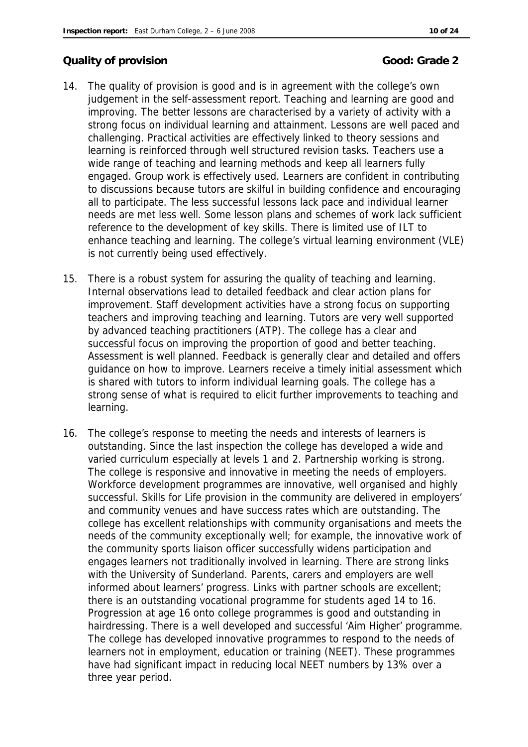**Quality of provision** **Good: Grade 2**

14. The quality of provision is good and is in agreement with the college's own judgement in the self-assessment report. Teaching and learning are good and improving. The better lessons are characterised by a variety of activity with a strong focus on individual learning and attainment. Lessons are well paced and challenging. Practical activities are effectively linked to theory sessions and learning is reinforced through well structured revision tasks. Teachers use a wide range of teaching and learning methods and keep all learners fully engaged. Group work is effectively used. Learners are confident in contributing to discussions because tutors are skilful in building confidence and encouraging all to participate. The less successful lessons lack pace and individual learner needs are met less well. Some lesson plans and schemes of work lack sufficient reference to the development of key skills. There is limited use of ILT to enhance teaching and learning. The college's virtual learning environment (VLE) is not currently being used effectively.

15. There is a robust system for assuring the quality of teaching and learning. Internal observations lead to detailed feedback and clear action plans for improvement. Staff development activities have a strong focus on supporting teachers and improving teaching and learning. Tutors are very well supported by advanced teaching practitioners (ATP). The college has a clear and successful focus on improving the proportion of good and better teaching. Assessment is well planned. Feedback is generally clear and detailed and offers guidance on how to improve. Learners receive a timely initial assessment which is shared with tutors to inform individual learning goals. The college has a strong sense of what is required to elicit further improvements to teaching and learning.

16. The college's response to meeting the needs and interests of learners is outstanding. Since the last inspection the college has developed a wide and varied curriculum especially at levels 1 and 2. Partnership working is strong. The college is responsive and innovative in meeting the needs of employers. Workforce development programmes are innovative, well organised and highly successful. Skills for Life provision in the community are delivered in employers' and community venues and have success rates which are outstanding. The college has excellent relationships with community organisations and meets the needs of the community exceptionally well; for example, the innovative work of the community sports liaison officer successfully widens participation and engages learners not traditionally involved in learning. There are strong links with the University of Sunderland. Parents, carers and employers are well informed about learners' progress. Links with partner schools are excellent; there is an outstanding vocational programme for students aged 14 to 16. Progression at age 16 onto college programmes is good and outstanding in hairdressing. There is a well developed and successful 'Aim Higher' programme. The college has developed innovative programmes to respond to the needs of learners not in employment, education or training (NEET). These programmes have had significant impact in reducing local NEET numbers by 13% over a three year period.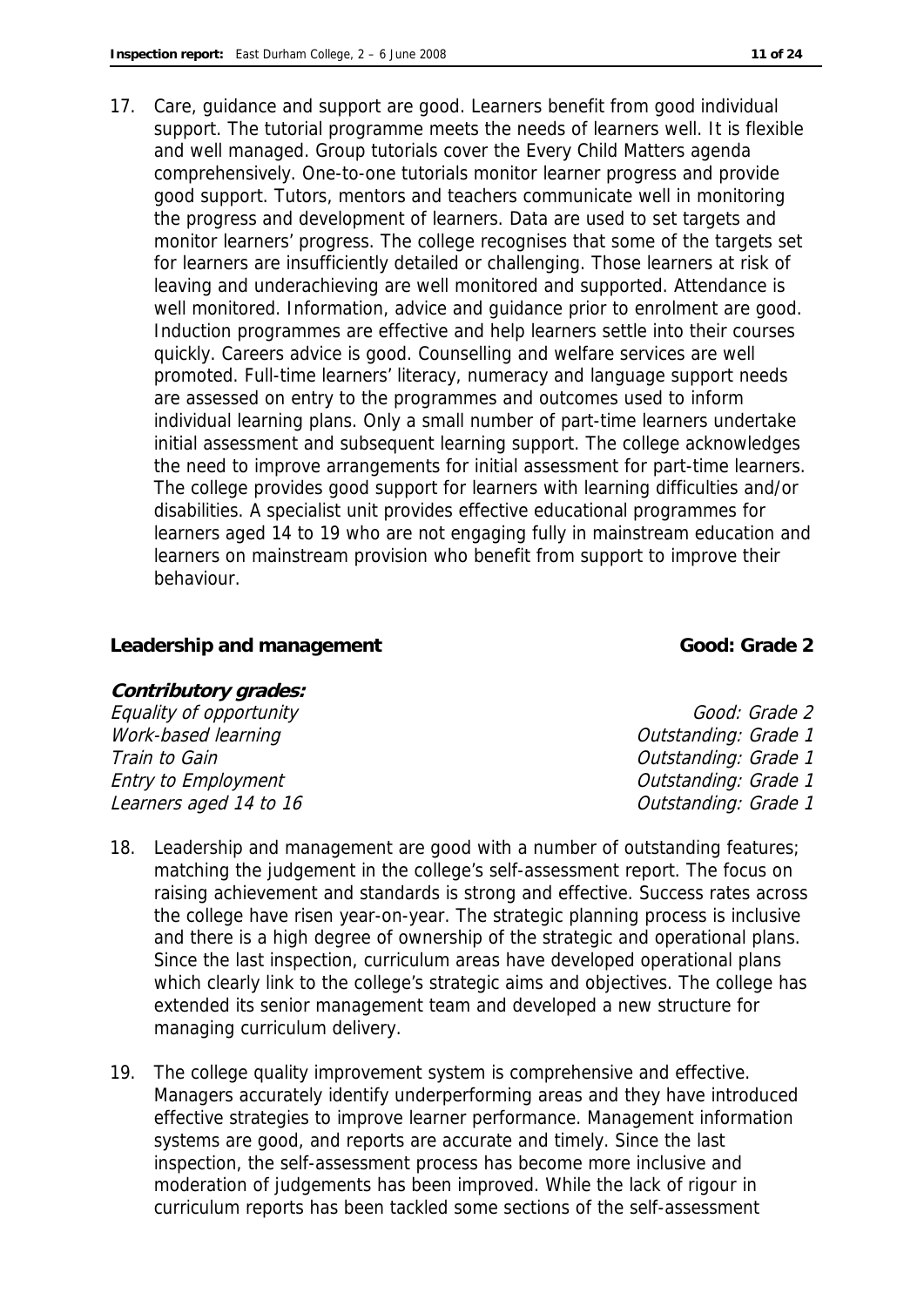17. Care, guidance and support are good. Learners benefit from good individual support. The tutorial programme meets the needs of learners well. It is flexible and well managed. Group tutorials cover the Every Child Matters agenda comprehensively. One-to-one tutorials monitor learner progress and provide good support. Tutors, mentors and teachers communicate well in monitoring the progress and development of learners. Data are used to set targets and monitor learners' progress. The college recognises that some of the targets set for learners are insufficiently detailed or challenging. Those learners at risk of leaving and underachieving are well monitored and supported. Attendance is well monitored. Information, advice and guidance prior to enrolment are good. Induction programmes are effective and help learners settle into their courses quickly. Careers advice is good. Counselling and welfare services are well promoted. Full-time learners' literacy, numeracy and language support needs are assessed on entry to the programmes and outcomes used to inform individual learning plans. Only a small number of part-time learners undertake initial assessment and subsequent learning support. The college acknowledges the need to improve arrangements for initial assessment for part-time learners. The college provides good support for learners with learning difficulties and/or disabilities. A specialist unit provides effective educational programmes for learners aged 14 to 19 who are not engaging fully in mainstream education and learners on mainstream provision who benefit from support to improve their behaviour.

### Leadership and management — Good: Grade 2

***Contributory grades:***

| | |
|---|---|
| *Equality of opportunity* | *Good: Grade 2* |
| *Work-based learning* | *Outstanding: Grade 1* |
| *Train to Gain* | *Outstanding: Grade 1* |
| *Entry to Employment* | *Outstanding: Grade 1* |
| *Learners aged 14 to 16* | *Outstanding: Grade 1* |

18. Leadership and management are good with a number of outstanding features; matching the judgement in the college's self-assessment report. The focus on raising achievement and standards is strong and effective. Success rates across the college have risen year-on-year. The strategic planning process is inclusive and there is a high degree of ownership of the strategic and operational plans. Since the last inspection, curriculum areas have developed operational plans which clearly link to the college's strategic aims and objectives. The college has extended its senior management team and developed a new structure for managing curriculum delivery.

19. The college quality improvement system is comprehensive and effective. Managers accurately identify underperforming areas and they have introduced effective strategies to improve learner performance. Management information systems are good, and reports are accurate and timely. Since the last inspection, the self-assessment process has become more inclusive and moderation of judgements has been improved. While the lack of rigour in curriculum reports has been tackled some sections of the self-assessment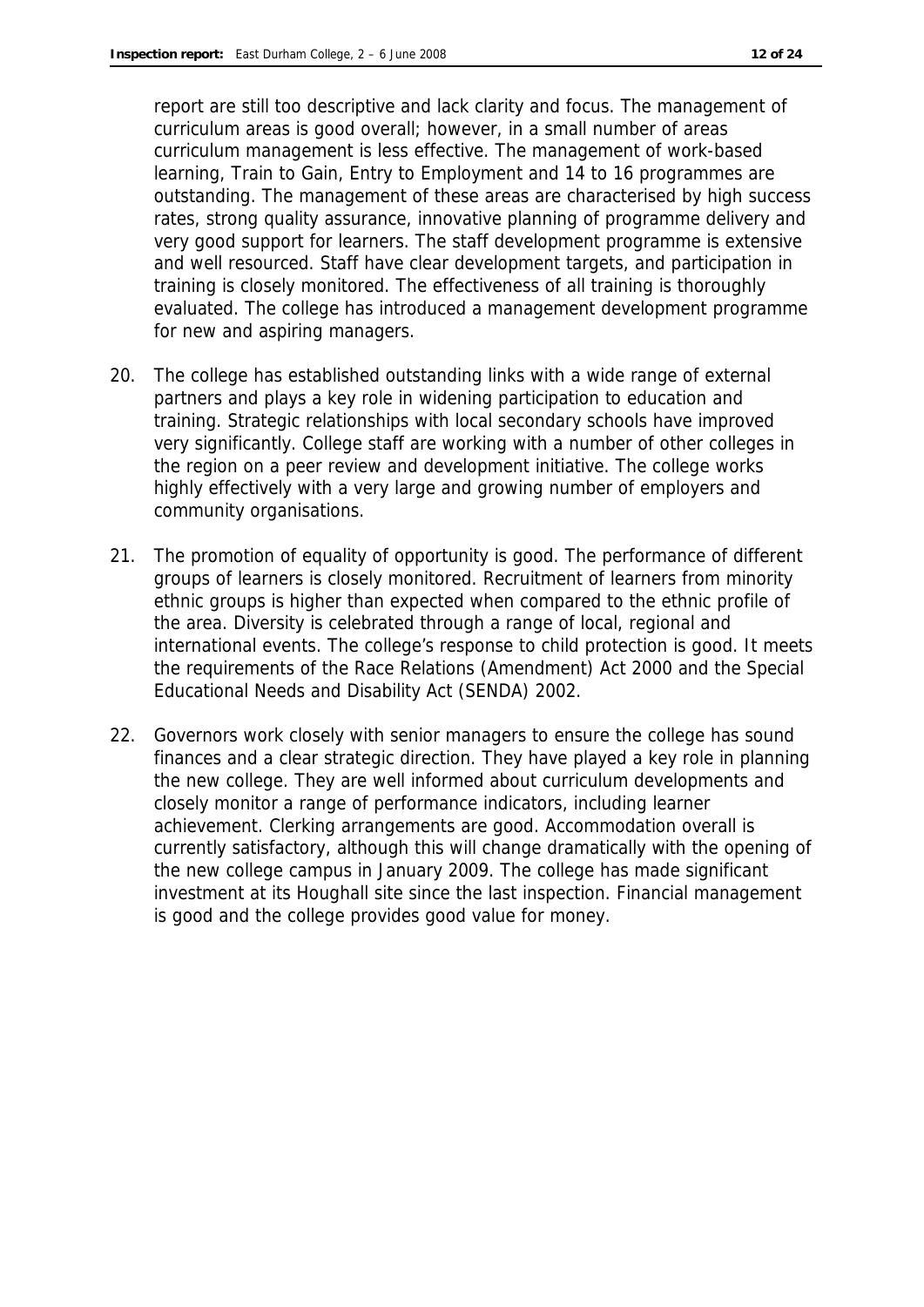report are still too descriptive and lack clarity and focus. The management of curriculum areas is good overall; however, in a small number of areas curriculum management is less effective. The management of work-based learning, Train to Gain, Entry to Employment and 14 to 16 programmes are outstanding. The management of these areas are characterised by high success rates, strong quality assurance, innovative planning of programme delivery and very good support for learners. The staff development programme is extensive and well resourced. Staff have clear development targets, and participation in training is closely monitored. The effectiveness of all training is thoroughly evaluated. The college has introduced a management development programme for new and aspiring managers.

20. The college has established outstanding links with a wide range of external partners and plays a key role in widening participation to education and training. Strategic relationships with local secondary schools have improved very significantly. College staff are working with a number of other colleges in the region on a peer review and development initiative. The college works highly effectively with a very large and growing number of employers and community organisations.

21. The promotion of equality of opportunity is good. The performance of different groups of learners is closely monitored. Recruitment of learners from minority ethnic groups is higher than expected when compared to the ethnic profile of the area. Diversity is celebrated through a range of local, regional and international events. The college's response to child protection is good. It meets the requirements of the Race Relations (Amendment) Act 2000 and the Special Educational Needs and Disability Act (SENDA) 2002.

22. Governors work closely with senior managers to ensure the college has sound finances and a clear strategic direction. They have played a key role in planning the new college. They are well informed about curriculum developments and closely monitor a range of performance indicators, including learner achievement. Clerking arrangements are good. Accommodation overall is currently satisfactory, although this will change dramatically with the opening of the new college campus in January 2009. The college has made significant investment at its Houghall site since the last inspection. Financial management is good and the college provides good value for money.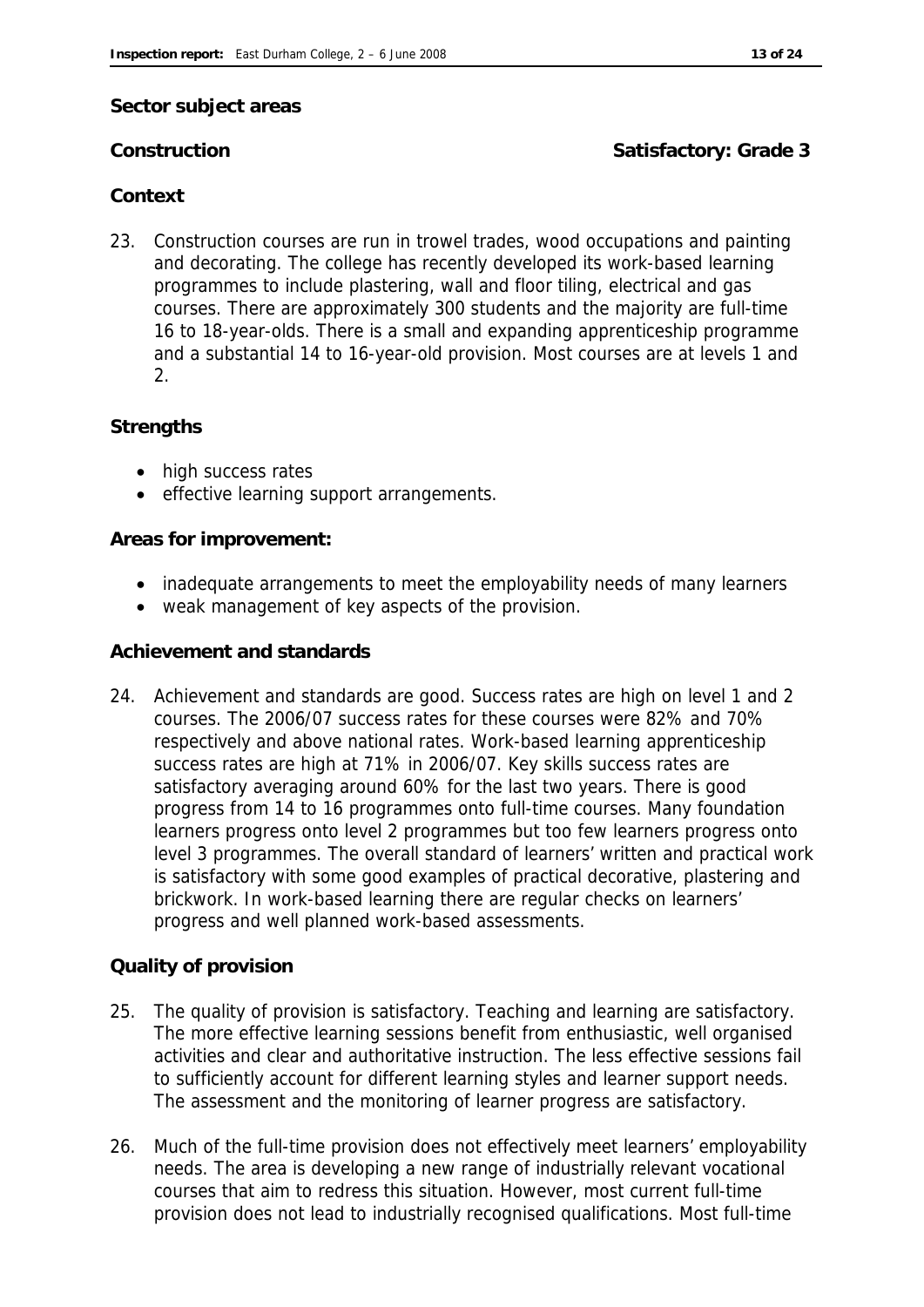## Sector subject areas

### Construction — Satisfactory: Grade 3

#### Context

23. Construction courses are run in trowel trades, wood occupations and painting and decorating. The college has recently developed its work-based learning programmes to include plastering, wall and floor tiling, electrical and gas courses. There are approximately 300 students and the majority are full-time 16 to 18-year-olds. There is a small and expanding apprenticeship programme and a substantial 14 to 16-year-old provision. Most courses are at levels 1 and 2.

#### Strengths

- high success rates
- effective learning support arrangements.

#### Areas for improvement:

- inadequate arrangements to meet the employability needs of many learners
- weak management of key aspects of the provision.

#### Achievement and standards

24. Achievement and standards are good. Success rates are high on level 1 and 2 courses. The 2006/07 success rates for these courses were 82% and 70% respectively and above national rates. Work-based learning apprenticeship success rates are high at 71% in 2006/07. Key skills success rates are satisfactory averaging around 60% for the last two years. There is good progress from 14 to 16 programmes onto full-time courses. Many foundation learners progress onto level 2 programmes but too few learners progress onto level 3 programmes. The overall standard of learners' written and practical work is satisfactory with some good examples of practical decorative, plastering and brickwork. In work-based learning there are regular checks on learners' progress and well planned work-based assessments.

#### Quality of provision

25. The quality of provision is satisfactory. Teaching and learning are satisfactory. The more effective learning sessions benefit from enthusiastic, well organised activities and clear and authoritative instruction. The less effective sessions fail to sufficiently account for different learning styles and learner support needs. The assessment and the monitoring of learner progress are satisfactory.

26. Much of the full-time provision does not effectively meet learners' employability needs. The area is developing a new range of industrially relevant vocational courses that aim to redress this situation. However, most current full-time provision does not lead to industrially recognised qualifications. Most full-time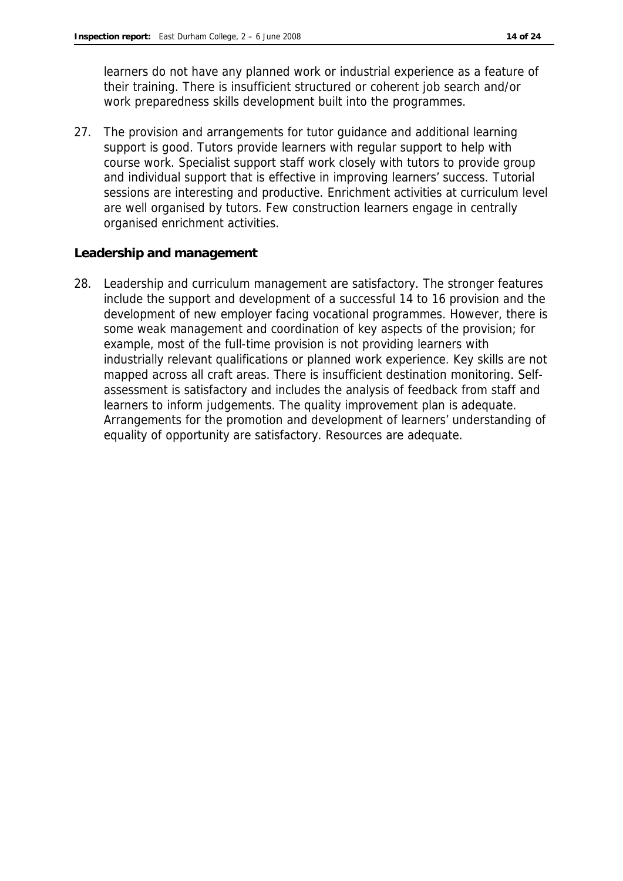learners do not have any planned work or industrial experience as a feature of their training. There is insufficient structured or coherent job search and/or work preparedness skills development built into the programmes.

27. The provision and arrangements for tutor guidance and additional learning support is good. Tutors provide learners with regular support to help with course work. Specialist support staff work closely with tutors to provide group and individual support that is effective in improving learners' success. Tutorial sessions are interesting and productive. Enrichment activities at curriculum level are well organised by tutors. Few construction learners engage in centrally organised enrichment activities.

**Leadership and management**

28. Leadership and curriculum management are satisfactory. The stronger features include the support and development of a successful 14 to 16 provision and the development of new employer facing vocational programmes. However, there is some weak management and coordination of key aspects of the provision; for example, most of the full-time provision is not providing learners with industrially relevant qualifications or planned work experience. Key skills are not mapped across all craft areas. There is insufficient destination monitoring. Self-assessment is satisfactory and includes the analysis of feedback from staff and learners to inform judgements. The quality improvement plan is adequate. Arrangements for the promotion and development of learners' understanding of equality of opportunity are satisfactory. Resources are adequate.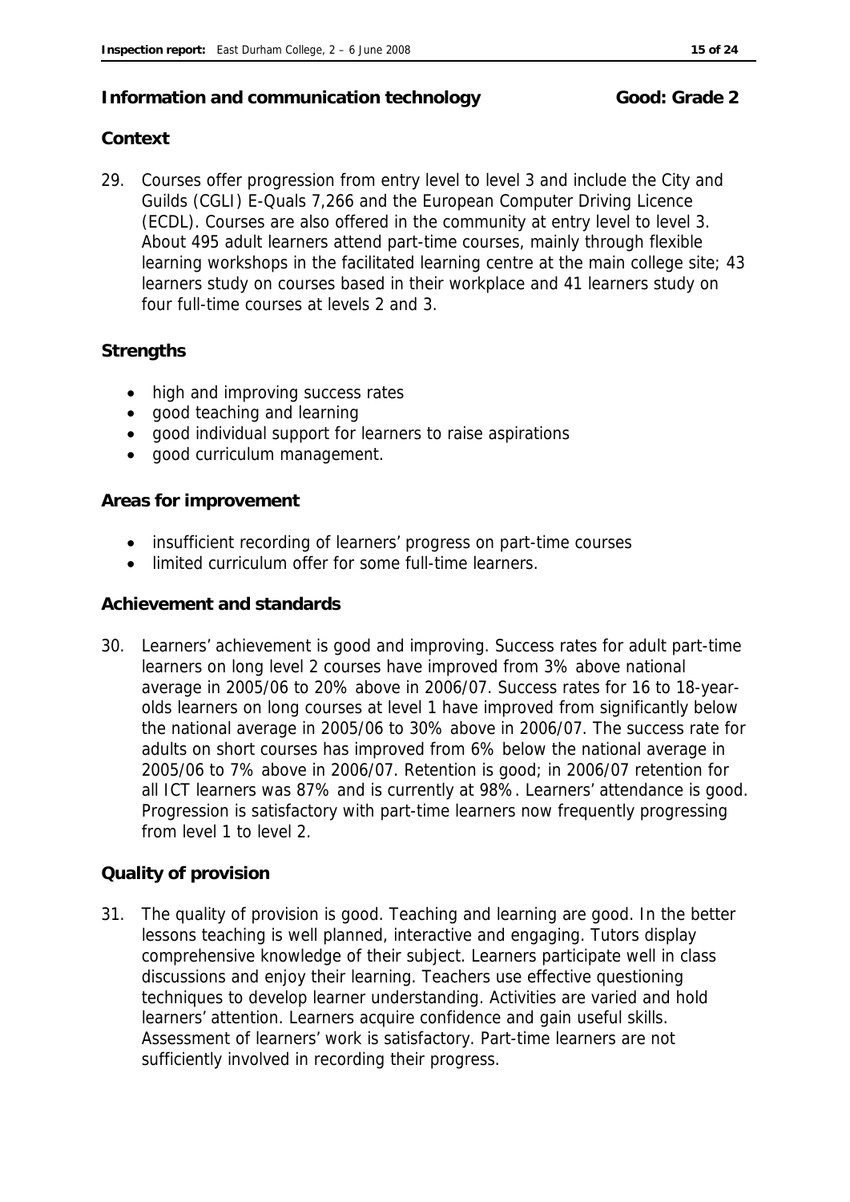## Information and communication technology — Good: Grade 2

### Context

29. Courses offer progression from entry level to level 3 and include the City and Guilds (CGLI) E-Quals 7,266 and the European Computer Driving Licence (ECDL). Courses are also offered in the community at entry level to level 3. About 495 adult learners attend part-time courses, mainly through flexible learning workshops in the facilitated learning centre at the main college site; 43 learners study on courses based in their workplace and 41 learners study on four full-time courses at levels 2 and 3.

### Strengths

- high and improving success rates
- good teaching and learning
- good individual support for learners to raise aspirations
- good curriculum management.

### Areas for improvement

- insufficient recording of learners' progress on part-time courses
- limited curriculum offer for some full-time learners.

### Achievement and standards

30. Learners' achievement is good and improving. Success rates for adult part-time learners on long level 2 courses have improved from 3% above national average in 2005/06 to 20% above in 2006/07. Success rates for 16 to 18-year-olds learners on long courses at level 1 have improved from significantly below the national average in 2005/06 to 30% above in 2006/07. The success rate for adults on short courses has improved from 6% below the national average in 2005/06 to 7% above in 2006/07. Retention is good; in 2006/07 retention for all ICT learners was 87% and is currently at 98%. Learners' attendance is good. Progression is satisfactory with part-time learners now frequently progressing from level 1 to level 2.

### Quality of provision

31. The quality of provision is good. Teaching and learning are good. In the better lessons teaching is well planned, interactive and engaging. Tutors display comprehensive knowledge of their subject. Learners participate well in class discussions and enjoy their learning. Teachers use effective questioning techniques to develop learner understanding. Activities are varied and hold learners' attention. Learners acquire confidence and gain useful skills. Assessment of learners' work is satisfactory. Part-time learners are not sufficiently involved in recording their progress.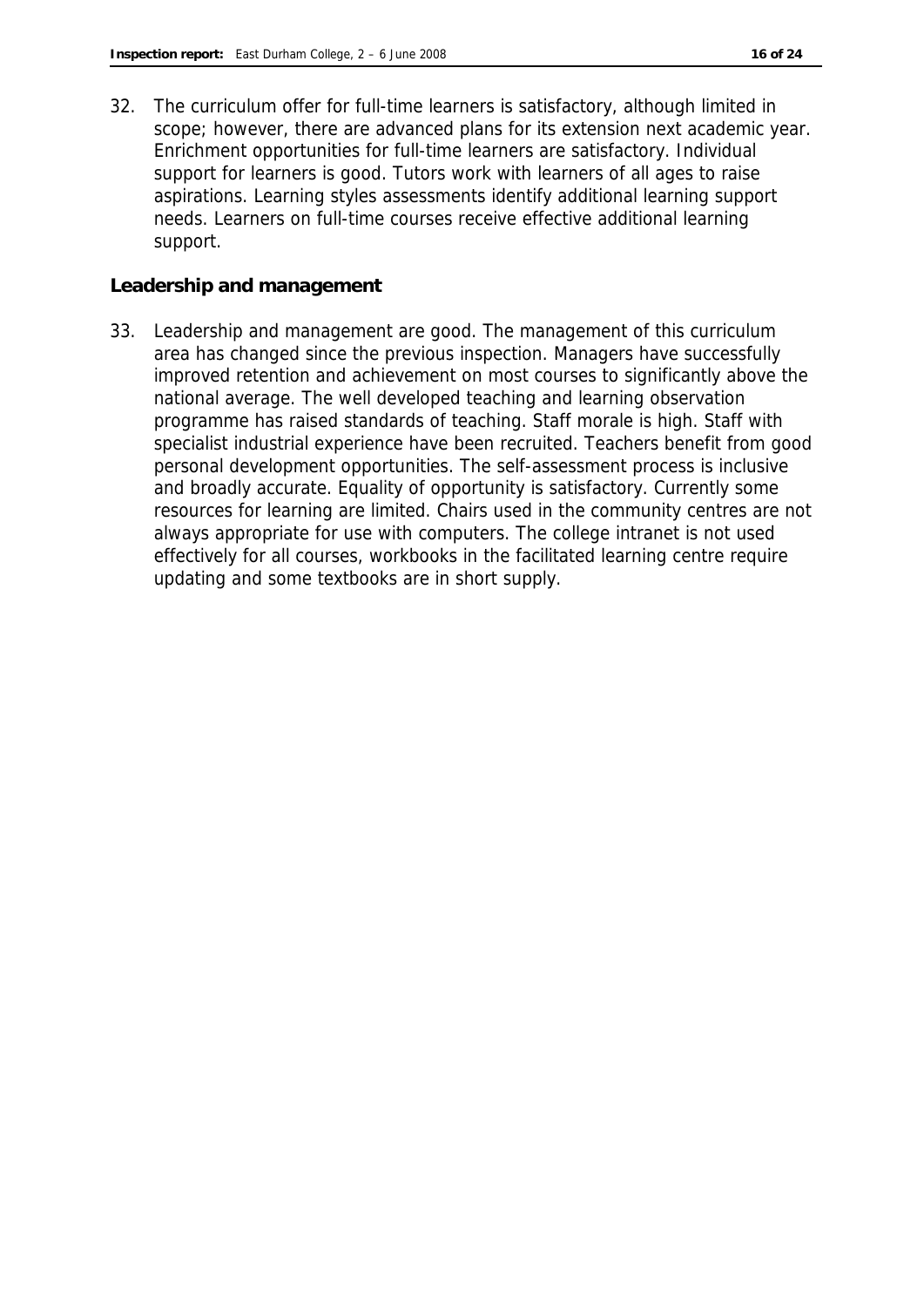32. The curriculum offer for full-time learners is satisfactory, although limited in scope; however, there are advanced plans for its extension next academic year. Enrichment opportunities for full-time learners are satisfactory. Individual support for learners is good. Tutors work with learners of all ages to raise aspirations. Learning styles assessments identify additional learning support needs. Learners on full-time courses receive effective additional learning support.

**Leadership and management**

33. Leadership and management are good. The management of this curriculum area has changed since the previous inspection. Managers have successfully improved retention and achievement on most courses to significantly above the national average. The well developed teaching and learning observation programme has raised standards of teaching. Staff morale is high. Staff with specialist industrial experience have been recruited. Teachers benefit from good personal development opportunities. The self-assessment process is inclusive and broadly accurate. Equality of opportunity is satisfactory. Currently some resources for learning are limited. Chairs used in the community centres are not always appropriate for use with computers. The college intranet is not used effectively for all courses, workbooks in the facilitated learning centre require updating and some textbooks are in short supply.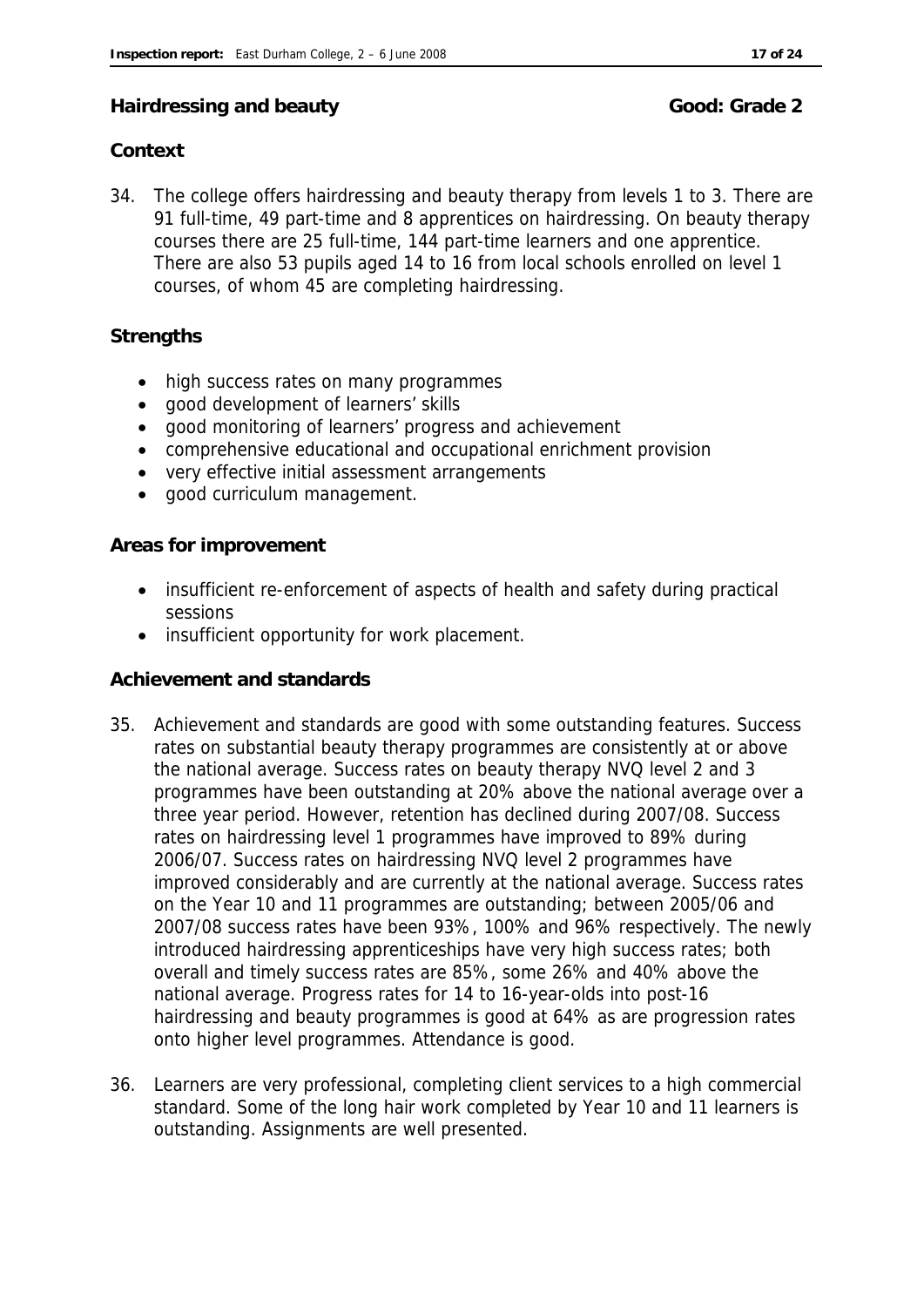## Hairdressing and beauty — Good: Grade 2

### Context

34. The college offers hairdressing and beauty therapy from levels 1 to 3. There are 91 full-time, 49 part-time and 8 apprentices on hairdressing. On beauty therapy courses there are 25 full-time, 144 part-time learners and one apprentice. There are also 53 pupils aged 14 to 16 from local schools enrolled on level 1 courses, of whom 45 are completing hairdressing.

### Strengths

- high success rates on many programmes
- good development of learners' skills
- good monitoring of learners' progress and achievement
- comprehensive educational and occupational enrichment provision
- very effective initial assessment arrangements
- good curriculum management.

### Areas for improvement

- insufficient re-enforcement of aspects of health and safety during practical sessions
- insufficient opportunity for work placement.

### Achievement and standards

35. Achievement and standards are good with some outstanding features. Success rates on substantial beauty therapy programmes are consistently at or above the national average. Success rates on beauty therapy NVQ level 2 and 3 programmes have been outstanding at 20% above the national average over a three year period. However, retention has declined during 2007/08. Success rates on hairdressing level 1 programmes have improved to 89% during 2006/07. Success rates on hairdressing NVQ level 2 programmes have improved considerably and are currently at the national average. Success rates on the Year 10 and 11 programmes are outstanding; between 2005/06 and 2007/08 success rates have been 93%, 100% and 96% respectively. The newly introduced hairdressing apprenticeships have very high success rates; both overall and timely success rates are 85%, some 26% and 40% above the national average. Progress rates for 14 to 16-year-olds into post-16 hairdressing and beauty programmes is good at 64% as are progression rates onto higher level programmes. Attendance is good.

36. Learners are very professional, completing client services to a high commercial standard. Some of the long hair work completed by Year 10 and 11 learners is outstanding. Assignments are well presented.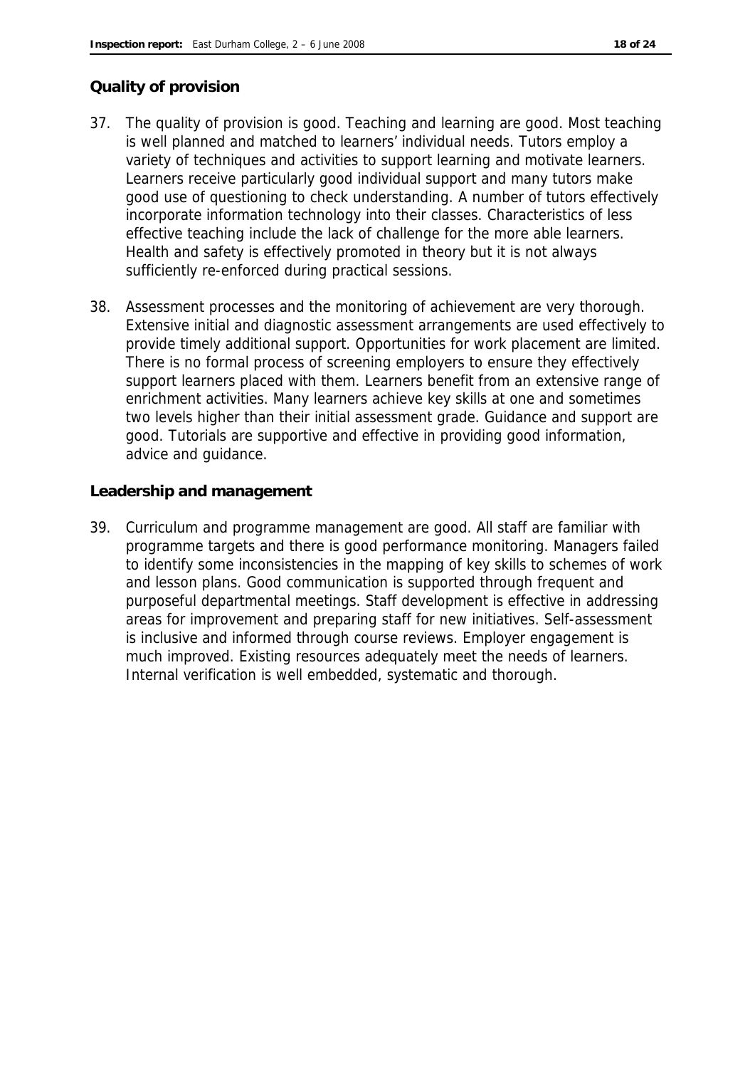### Quality of provision

37. The quality of provision is good. Teaching and learning are good. Most teaching is well planned and matched to learners' individual needs. Tutors employ a variety of techniques and activities to support learning and motivate learners. Learners receive particularly good individual support and many tutors make good use of questioning to check understanding. A number of tutors effectively incorporate information technology into their classes. Characteristics of less effective teaching include the lack of challenge for the more able learners. Health and safety is effectively promoted in theory but it is not always sufficiently re-enforced during practical sessions.

38. Assessment processes and the monitoring of achievement are very thorough. Extensive initial and diagnostic assessment arrangements are used effectively to provide timely additional support. Opportunities for work placement are limited. There is no formal process of screening employers to ensure they effectively support learners placed with them. Learners benefit from an extensive range of enrichment activities. Many learners achieve key skills at one and sometimes two levels higher than their initial assessment grade. Guidance and support are good. Tutorials are supportive and effective in providing good information, advice and guidance.

### Leadership and management

39. Curriculum and programme management are good. All staff are familiar with programme targets and there is good performance monitoring. Managers failed to identify some inconsistencies in the mapping of key skills to schemes of work and lesson plans. Good communication is supported through frequent and purposeful departmental meetings. Staff development is effective in addressing areas for improvement and preparing staff for new initiatives. Self-assessment is inclusive and informed through course reviews. Employer engagement is much improved. Existing resources adequately meet the needs of learners. Internal verification is well embedded, systematic and thorough.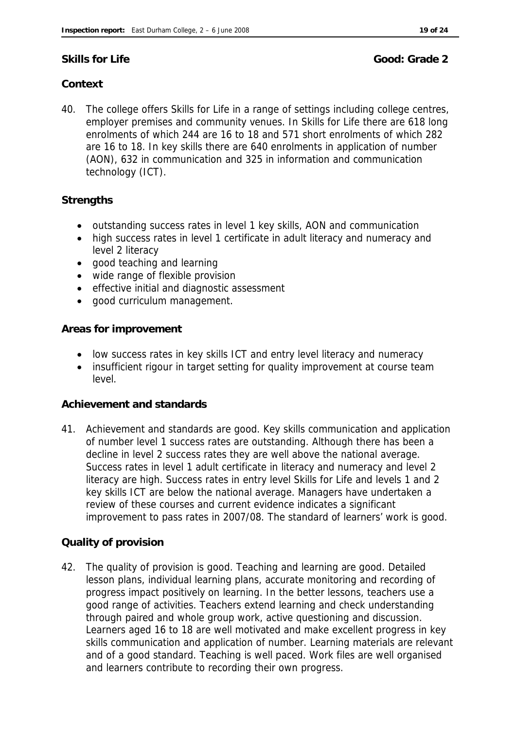## Skills for Life — Good: Grade 2

### Context

40. The college offers Skills for Life in a range of settings including college centres, employer premises and community venues. In Skills for Life there are 618 long enrolments of which 244 are 16 to 18 and 571 short enrolments of which 282 are 16 to 18. In key skills there are 640 enrolments in application of number (AON), 632 in communication and 325 in information and communication technology (ICT).

### Strengths

- outstanding success rates in level 1 key skills, AON and communication
- high success rates in level 1 certificate in adult literacy and numeracy and level 2 literacy
- good teaching and learning
- wide range of flexible provision
- effective initial and diagnostic assessment
- good curriculum management.

### Areas for improvement

- low success rates in key skills ICT and entry level literacy and numeracy
- insufficient rigour in target setting for quality improvement at course team level.

### Achievement and standards

41. Achievement and standards are good. Key skills communication and application of number level 1 success rates are outstanding. Although there has been a decline in level 2 success rates they are well above the national average. Success rates in level 1 adult certificate in literacy and numeracy and level 2 literacy are high. Success rates in entry level Skills for Life and levels 1 and 2 key skills ICT are below the national average. Managers have undertaken a review of these courses and current evidence indicates a significant improvement to pass rates in 2007/08. The standard of learners' work is good.

### Quality of provision

42. The quality of provision is good. Teaching and learning are good. Detailed lesson plans, individual learning plans, accurate monitoring and recording of progress impact positively on learning. In the better lessons, teachers use a good range of activities. Teachers extend learning and check understanding through paired and whole group work, active questioning and discussion. Learners aged 16 to 18 are well motivated and make excellent progress in key skills communication and application of number. Learning materials are relevant and of a good standard. Teaching is well paced. Work files are well organised and learners contribute to recording their own progress.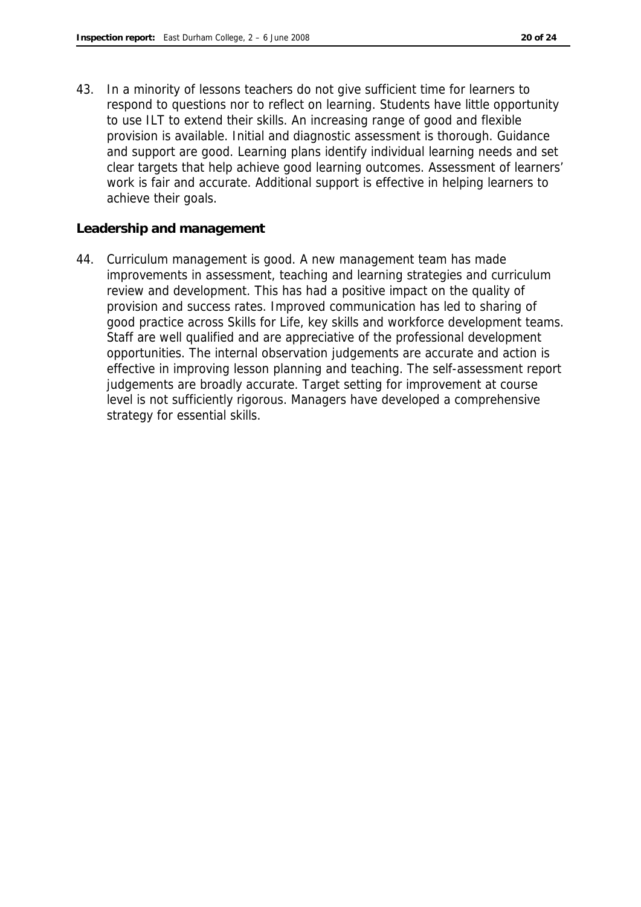43. In a minority of lessons teachers do not give sufficient time for learners to respond to questions nor to reflect on learning. Students have little opportunity to use ILT to extend their skills. An increasing range of good and flexible provision is available. Initial and diagnostic assessment is thorough. Guidance and support are good. Learning plans identify individual learning needs and set clear targets that help achieve good learning outcomes. Assessment of learners' work is fair and accurate. Additional support is effective in helping learners to achieve their goals.

**Leadership and management**

44. Curriculum management is good. A new management team has made improvements in assessment, teaching and learning strategies and curriculum review and development. This has had a positive impact on the quality of provision and success rates. Improved communication has led to sharing of good practice across Skills for Life, key skills and workforce development teams. Staff are well qualified and are appreciative of the professional development opportunities. The internal observation judgements are accurate and action is effective in improving lesson planning and teaching. The self-assessment report judgements are broadly accurate. Target setting for improvement at course level is not sufficiently rigorous. Managers have developed a comprehensive strategy for essential skills.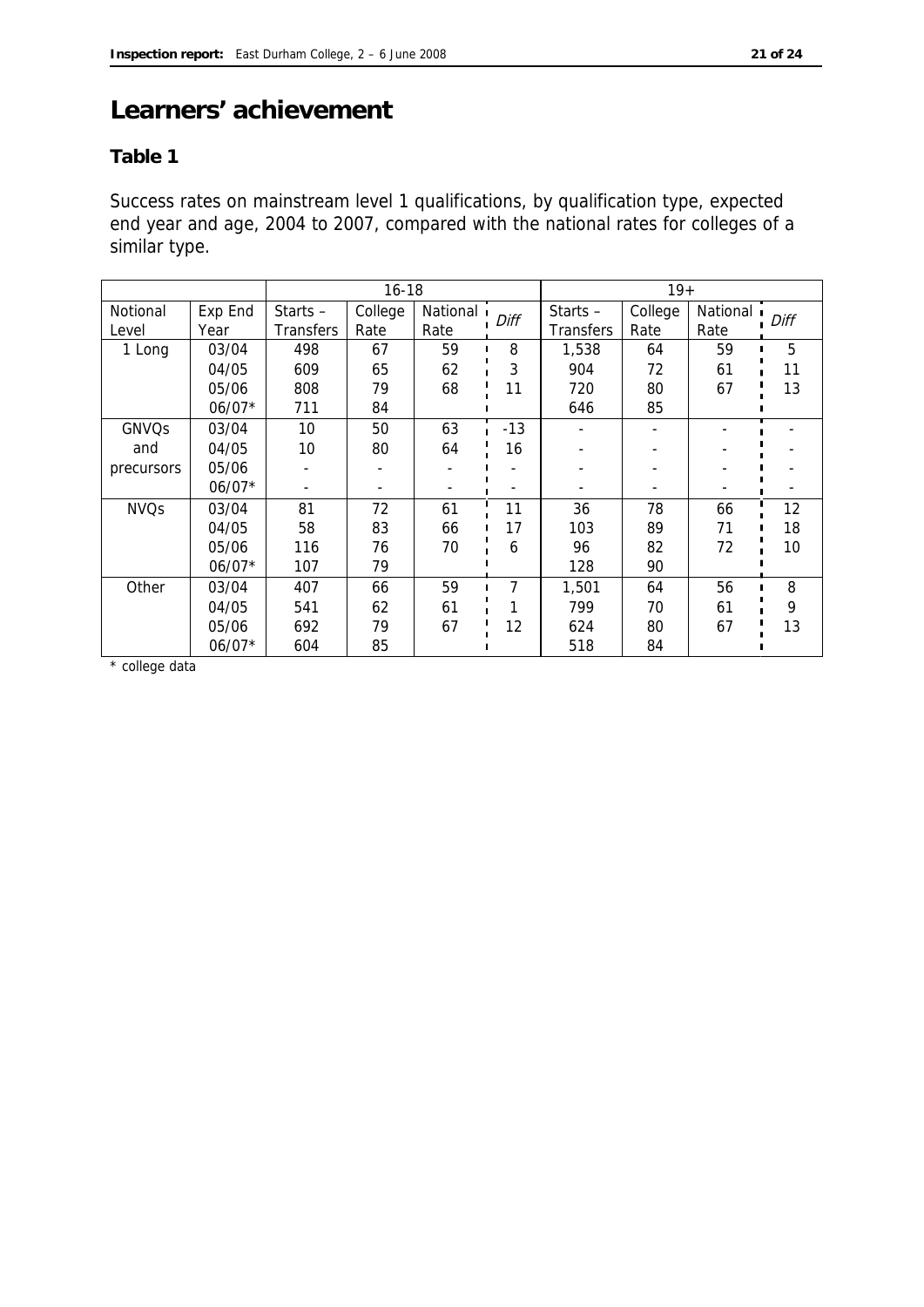# Learners' achievement

## Table 1

Success rates on mainstream level 1 qualifications, by qualification type, expected end year and age, 2004 to 2007, compared with the national rates for colleges of a similar type.

| | | 16-18 | | | | 19+ | | | |
|---|---|---|---|---|---|---|---|---|---|
| Notional Level | Exp End Year | Starts – Transfers | College Rate | National Rate | *Diff* | Starts – Transfers | College Rate | National Rate | *Diff* |
| 1 Long | 03/04 | 498 | 67 | 59 | 8 | 1,538 | 64 | 59 | 5 |
| | 04/05 | 609 | 65 | 62 | 3 | 904 | 72 | 61 | 11 |
| | 05/06 | 808 | 79 | 68 | 11 | 720 | 80 | 67 | 13 |
| | 06/07* | 711 | 84 | | | 646 | 85 | | |
| GNVQs and precursors | 03/04 | 10 | 50 | 63 | -13 | - | - | - | - |
| | 04/05 | 10 | 80 | 64 | 16 | - | - | - | - |
| | 05/06 | - | - | - | - | - | - | - | - |
| | 06/07* | - | - | - | - | - | - | - | - |
| NVQs | 03/04 | 81 | 72 | 61 | 11 | 36 | 78 | 66 | 12 |
| | 04/05 | 58 | 83 | 66 | 17 | 103 | 89 | 71 | 18 |
| | 05/06 | 116 | 76 | 70 | 6 | 96 | 82 | 72 | 10 |
| | 06/07* | 107 | 79 | | | 128 | 90 | | |
| Other | 03/04 | 407 | 66 | 59 | 7 | 1,501 | 64 | 56 | 8 |
| | 04/05 | 541 | 62 | 61 | 1 | 799 | 70 | 61 | 9 |
| | 05/06 | 692 | 79 | 67 | 12 | 624 | 80 | 67 | 13 |
| | 06/07* | 604 | 85 | | | 518 | 84 | | |

\* college data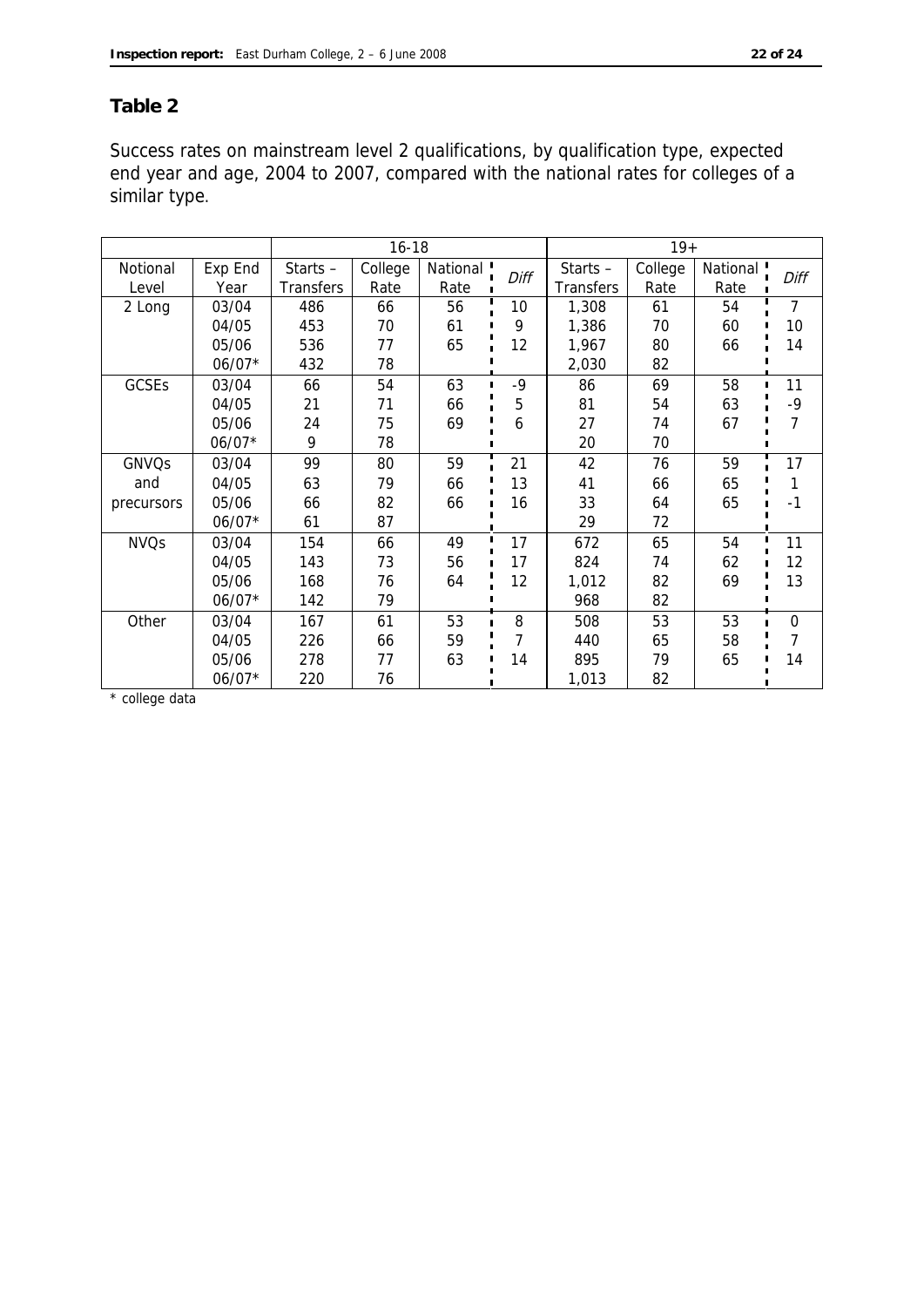## Table 2

Success rates on mainstream level 2 qualifications, by qualification type, expected end year and age, 2004 to 2007, compared with the national rates for colleges of a similar type.

| | | 16-18 | | | | 19+ | | | |
|---|---|---|---|---|---|---|---|---|---|
| Notional Level | Exp End Year | Starts – Transfers | College Rate | National Rate | *Diff* | Starts – Transfers | College Rate | National Rate | *Diff* |
| 2 Long | 03/04 | 486 | 66 | 56 | 10 | 1,308 | 61 | 54 | 7 |
| | 04/05 | 453 | 70 | 61 | 9 | 1,386 | 70 | 60 | 10 |
| | 05/06 | 536 | 77 | 65 | 12 | 1,967 | 80 | 66 | 14 |
| | 06/07* | 432 | 78 | | | 2,030 | 82 | | |
| GCSEs | 03/04 | 66 | 54 | 63 | -9 | 86 | 69 | 58 | 11 |
| | 04/05 | 21 | 71 | 66 | 5 | 81 | 54 | 63 | -9 |
| | 05/06 | 24 | 75 | 69 | 6 | 27 | 74 | 67 | 7 |
| | 06/07* | 9 | 78 | | | 20 | 70 | | |
| GNVQs and precursors | 03/04 | 99 | 80 | 59 | 21 | 42 | 76 | 59 | 17 |
| | 04/05 | 63 | 79 | 66 | 13 | 41 | 66 | 65 | 1 |
| | 05/06 | 66 | 82 | 66 | 16 | 33 | 64 | 65 | -1 |
| | 06/07* | 61 | 87 | | | 29 | 72 | | |
| NVQs | 03/04 | 154 | 66 | 49 | 17 | 672 | 65 | 54 | 11 |
| | 04/05 | 143 | 73 | 56 | 17 | 824 | 74 | 62 | 12 |
| | 05/06 | 168 | 76 | 64 | 12 | 1,012 | 82 | 69 | 13 |
| | 06/07* | 142 | 79 | | | 968 | 82 | | |
| Other | 03/04 | 167 | 61 | 53 | 8 | 508 | 53 | 53 | 0 |
| | 04/05 | 226 | 66 | 59 | 7 | 440 | 65 | 58 | 7 |
| | 05/06 | 278 | 77 | 63 | 14 | 895 | 79 | 65 | 14 |
| | 06/07* | 220 | 76 | | | 1,013 | 82 | | |

\* college data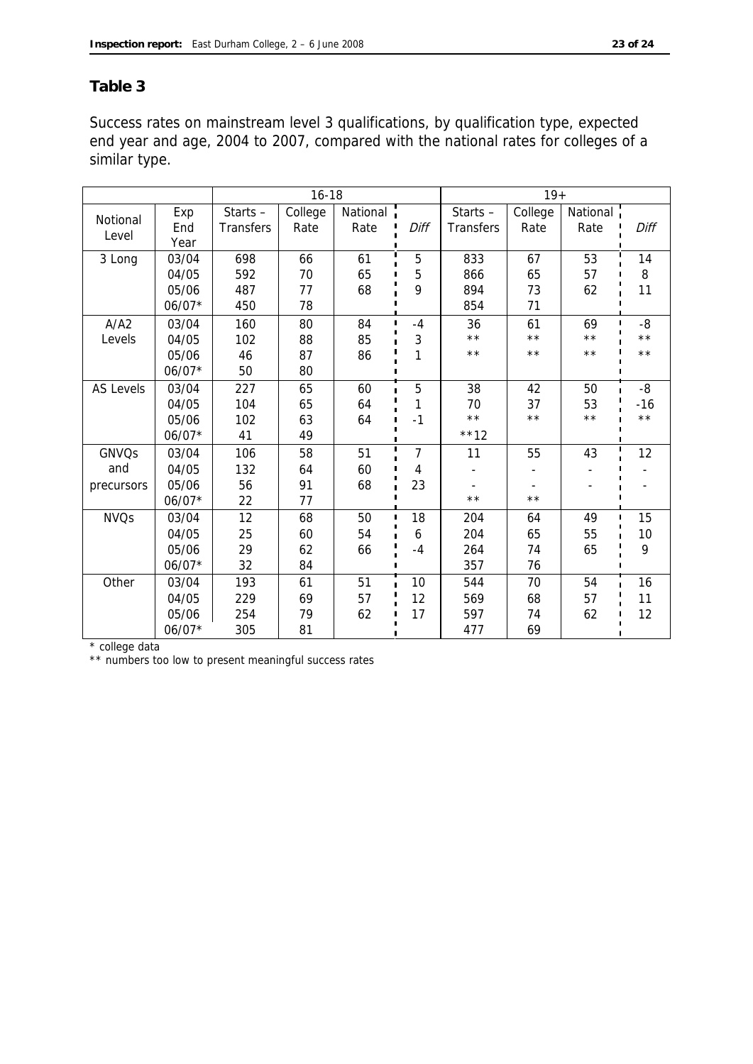## Table 3

Success rates on mainstream level 3 qualifications, by qualification type, expected end year and age, 2004 to 2007, compared with the national rates for colleges of a similar type.

| | | 16-18 | | | | 19+ | | | |
|---|---|---|---|---|---|---|---|---|---|
| Notional Level | Exp End Year | Starts – Transfers | College Rate | National Rate | *Diff* | Starts – Transfers | College Rate | National Rate | *Diff* |
| 3 Long | 03/04 | 698 | 66 | 61 | 5 | 833 | 67 | 53 | 14 |
| | 04/05 | 592 | 70 | 65 | 5 | 866 | 65 | 57 | 8 |
| | 05/06 | 487 | 77 | 68 | 9 | 894 | 73 | 62 | 11 |
| | 06/07* | 450 | 78 | | | 854 | 71 | | |
| A/A2 Levels | 03/04 | 160 | 80 | 84 | -4 | 36 | 61 | 69 | -8 |
| | 04/05 | 102 | 88 | 85 | 3 | ** | ** | ** | ** |
| | 05/06 | 46 | 87 | 86 | 1 | ** | ** | ** | ** |
| | 06/07* | 50 | 80 | | | | | | |
| AS Levels | 03/04 | 227 | 65 | 60 | 5 | 38 | 42 | 50 | -8 |
| | 04/05 | 104 | 65 | 64 | 1 | 70 | 37 | 53 | -16 |
| | 05/06 | 102 | 63 | 64 | -1 | ** | ** | ** | ** |
| | 06/07* | 41 | 49 | | | **12 | | | |
| GNVQs and precursors | 03/04 | 106 | 58 | 51 | 7 | 11 | 55 | 43 | 12 |
| | 04/05 | 132 | 64 | 60 | 4 | - | - | - | - |
| | 05/06 | 56 | 91 | 68 | 23 | - | - | - | - |
| | 06/07* | 22 | 77 | | | ** | ** | | |
| NVQs | 03/04 | 12 | 68 | 50 | 18 | 204 | 64 | 49 | 15 |
| | 04/05 | 25 | 60 | 54 | 6 | 204 | 65 | 55 | 10 |
| | 05/06 | 29 | 62 | 66 | -4 | 264 | 74 | 65 | 9 |
| | 06/07* | 32 | 84 | | | 357 | 76 | | |
| Other | 03/04 | 193 | 61 | 51 | 10 | 544 | 70 | 54 | 16 |
| | 04/05 | 229 | 69 | 57 | 12 | 569 | 68 | 57 | 11 |
| | 05/06 | 254 | 79 | 62 | 17 | 597 | 74 | 62 | 12 |
| | 06/07* | 305 | 81 | | | 477 | 69 | | |

\* college data

\*\* numbers too low to present meaningful success rates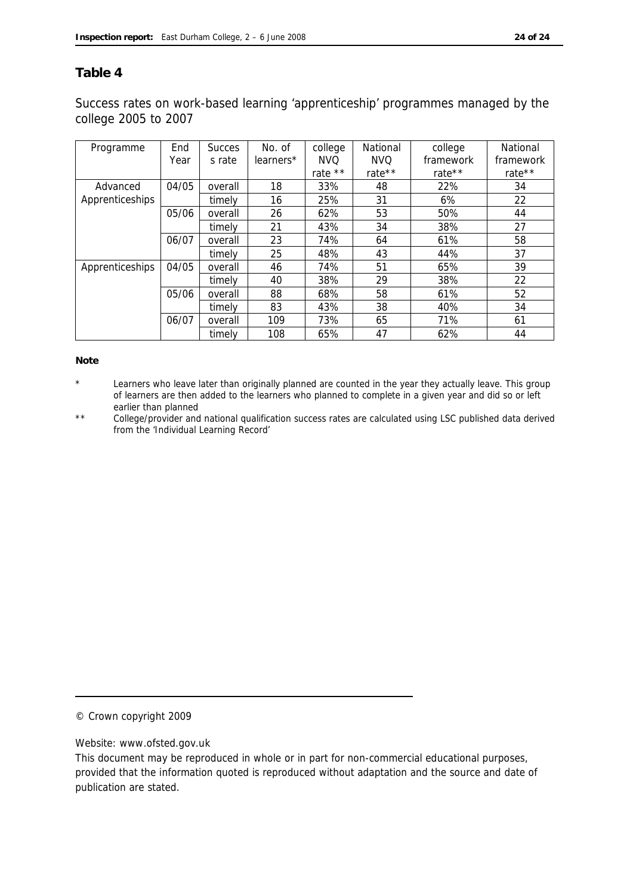## Table 4

Success rates on work-based learning 'apprenticeship' programmes managed by the college 2005 to 2007

| Programme | End Year | Success rate | No. of learners* | college NVQ rate ** | National NVQ rate** | college framework rate** | National framework rate** |
|---|---|---|---|---|---|---|---|
| Advanced Apprenticeships | 04/05 | overall | 18 | 33% | 48 | 22% | 34 |
| | | timely | 16 | 25% | 31 | 6% | 22 |
| | 05/06 | overall | 26 | 62% | 53 | 50% | 44 |
| | | timely | 21 | 43% | 34 | 38% | 27 |
| | 06/07 | overall | 23 | 74% | 64 | 61% | 58 |
| | | timely | 25 | 48% | 43 | 44% | 37 |
| Apprenticeships | 04/05 | overall | 46 | 74% | 51 | 65% | 39 |
| | | timely | 40 | 38% | 29 | 38% | 22 |
| | 05/06 | overall | 88 | 68% | 58 | 61% | 52 |
| | | timely | 83 | 43% | 38 | 40% | 34 |
| | 06/07 | overall | 109 | 73% | 65 | 71% | 61 |
| | | timely | 108 | 65% | 47 | 62% | 44 |

**Note**

\* Learners who leave later than originally planned are counted in the year they actually leave. This group of learners are then added to the learners who planned to complete in a given year and did so or left earlier than planned

\*\* College/provider and national qualification success rates are calculated using LSC published data derived from the 'Individual Learning Record'

---

© Crown copyright 2009

Website: www.ofsted.gov.uk

This document may be reproduced in whole or in part for non-commercial educational purposes, provided that the information quoted is reproduced without adaptation and the source and date of publication are stated.